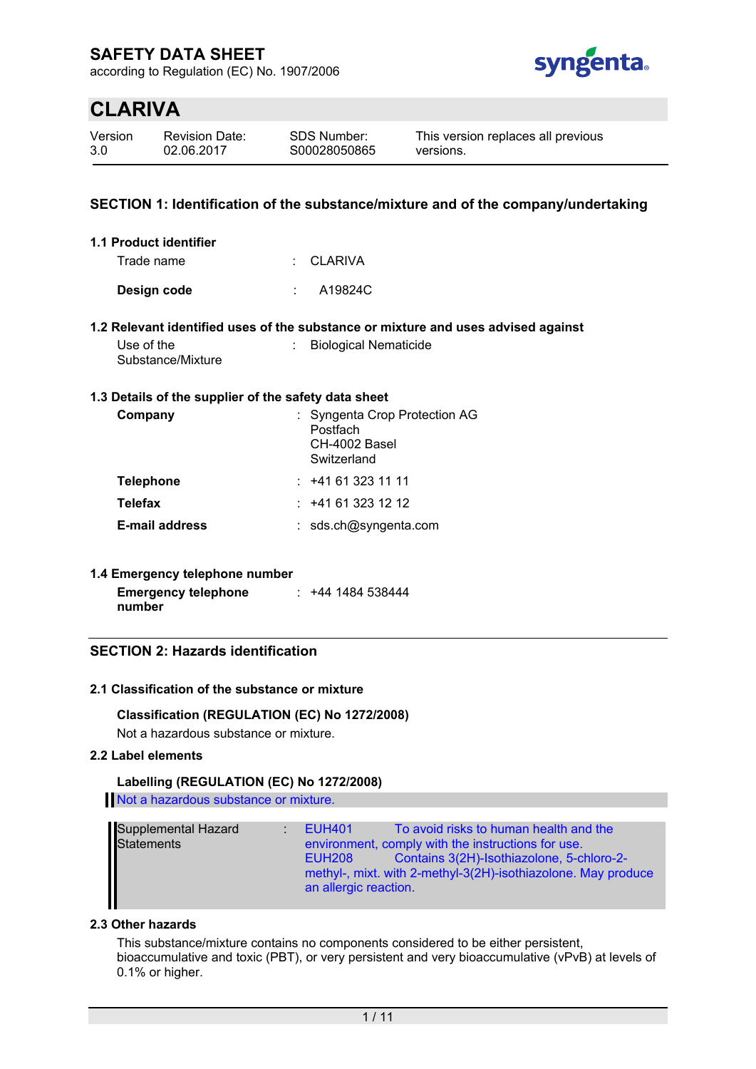# SAFETY DATA SHEET

according to Regulation (EC) No. 1907/2006

## CLARIVA

| Version | Revision Date: | SDS Number: | This version replaces all previous versions. |
|---|---|---|---|
| 3.0 | 02.06.2017 | S00028050865 | |

## SECTION 1: Identification of the substance/mixture and of the company/undertaking

### 1.1 Product identifier

Trade name : CLARIVA

**Design code** : A19824C

### 1.2 Relevant identified uses of the substance or mixture and uses advised against

Use of the Substance/Mixture : Biological Nematicide

### 1.3 Details of the supplier of the safety data sheet

**Company** : Syngenta Crop Protection AG
Postfach
CH-4002 Basel
Switzerland

**Telephone** : +41 61 323 11 11

**Telefax** : +41 61 323 12 12

**E-mail address** : sds.ch@syngenta.com

### 1.4 Emergency telephone number

**Emergency telephone number** : +44 1484 538444

## SECTION 2: Hazards identification

### 2.1 Classification of the substance or mixture

**Classification (REGULATION (EC) No 1272/2008)**

Not a hazardous substance or mixture.

### 2.2 Label elements

**Labelling (REGULATION (EC) No 1272/2008)**

Not a hazardous substance or mixture.

Supplemental Hazard Statements :

- EUH401 To avoid risks to human health and the environment, comply with the instructions for use.
- EUH208 Contains 3(2H)-Isothiazolone, 5-chloro-2-methyl-, mixt. with 2-methyl-3(2H)-isothiazolone. May produce an allergic reaction.

### 2.3 Other hazards

This substance/mixture contains no components considered to be either persistent, bioaccumulative and toxic (PBT), or very persistent and very bioaccumulative (vPvB) at levels of 0.1% or higher.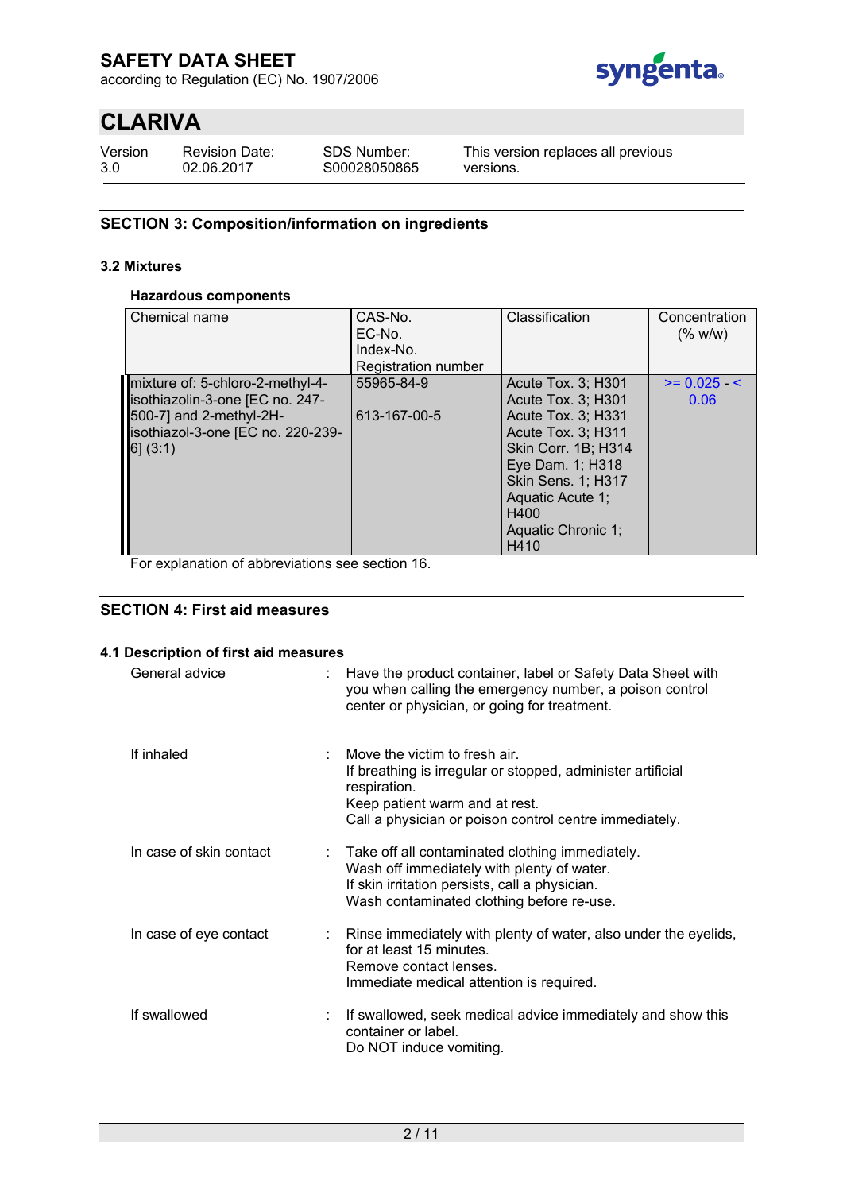## SECTION 3: Composition/information on ingredients

### 3.2 Mixtures

**Hazardous components**

| Chemical name | CAS-No.<br>EC-No.<br>Index-No.<br>Registration number | Classification | Concentration (% w/w) |
|---|---|---|---|
| mixture of: 5-chloro-2-methyl-4-isothiazolin-3-one [EC no. 247-500-7] and 2-methyl-2H-isothiazol-3-one [EC no. 220-239-6] (3:1) | 55965-84-9<br><br>613-167-00-5 | Acute Tox. 3; H301<br>Acute Tox. 3; H301<br>Acute Tox. 3; H331<br>Acute Tox. 3; H311<br>Skin Corr. 1B; H314<br>Eye Dam. 1; H318<br>Skin Sens. 1; H317<br>Aquatic Acute 1; H400<br>Aquatic Chronic 1; H410 | >= 0.025 - < 0.06 |

For explanation of abbreviations see section 16.

## SECTION 4: First aid measures

### 4.1 Description of first aid measures

General advice : Have the product container, label or Safety Data Sheet with you when calling the emergency number, a poison control center or physician, or going for treatment.

If inhaled : Move the victim to fresh air.
If breathing is irregular or stopped, administer artificial respiration.
Keep patient warm and at rest.
Call a physician or poison control centre immediately.

In case of skin contact : Take off all contaminated clothing immediately.
Wash off immediately with plenty of water.
If skin irritation persists, call a physician.
Wash contaminated clothing before re-use.

In case of eye contact : Rinse immediately with plenty of water, also under the eyelids, for at least 15 minutes.
Remove contact lenses.
Immediate medical attention is required.

If swallowed : If swallowed, seek medical advice immediately and show this container or label.
Do NOT induce vomiting.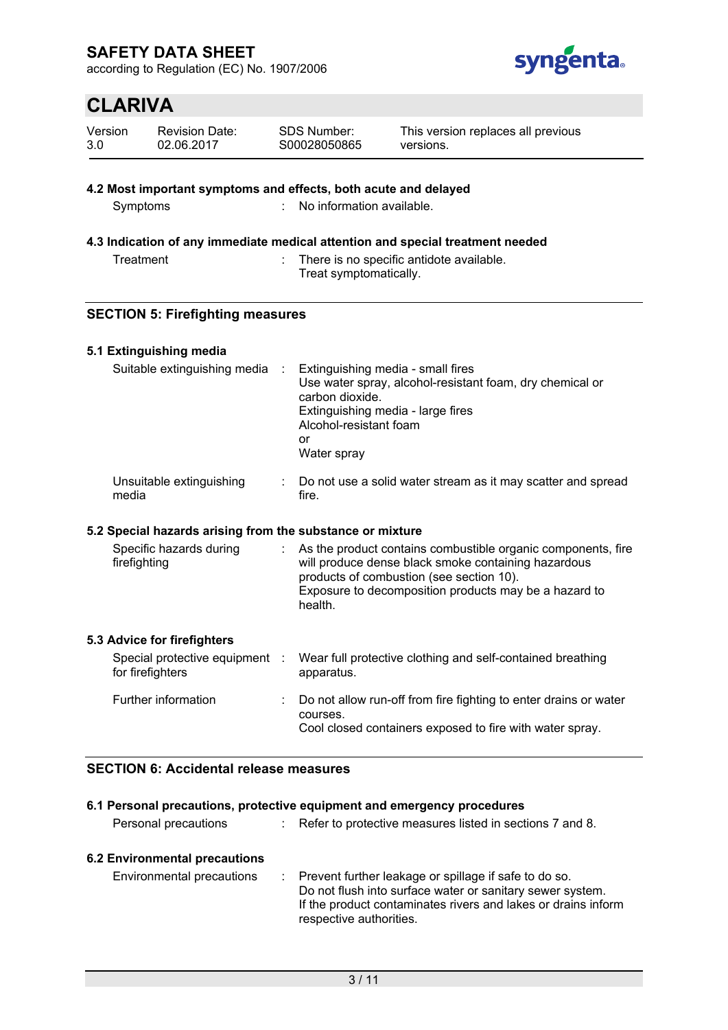### 4.2 Most important symptoms and effects, both acute and delayed

| | |
|---|---|
| Symptoms | : No information available. |

### 4.3 Indication of any immediate medical attention and special treatment needed

| | |
|---|---|
| Treatment | : There is no specific antidote available.<br>Treat symptomatically. |

## SECTION 5: Firefighting measures

### 5.1 Extinguishing media

| | |
|---|---|
| Suitable extinguishing media | : Extinguishing media - small fires<br>Use water spray, alcohol-resistant foam, dry chemical or carbon dioxide.<br>Extinguishing media - large fires<br>Alcohol-resistant foam<br>or<br>Water spray |
| Unsuitable extinguishing media | : Do not use a solid water stream as it may scatter and spread fire. |

### 5.2 Special hazards arising from the substance or mixture

| | |
|---|---|
| Specific hazards during firefighting | : As the product contains combustible organic components, fire will produce dense black smoke containing hazardous products of combustion (see section 10).<br>Exposure to decomposition products may be a hazard to health. |

### 5.3 Advice for firefighters

| | |
|---|---|
| Special protective equipment for firefighters | : Wear full protective clothing and self-contained breathing apparatus. |
| Further information | : Do not allow run-off from fire fighting to enter drains or water courses.<br>Cool closed containers exposed to fire with water spray. |

## SECTION 6: Accidental release measures

### 6.1 Personal precautions, protective equipment and emergency procedures

| | |
|---|---|
| Personal precautions | : Refer to protective measures listed in sections 7 and 8. |

### 6.2 Environmental precautions

| | |
|---|---|
| Environmental precautions | : Prevent further leakage or spillage if safe to do so.<br>Do not flush into surface water or sanitary sewer system.<br>If the product contaminates rivers and lakes or drains inform respective authorities. |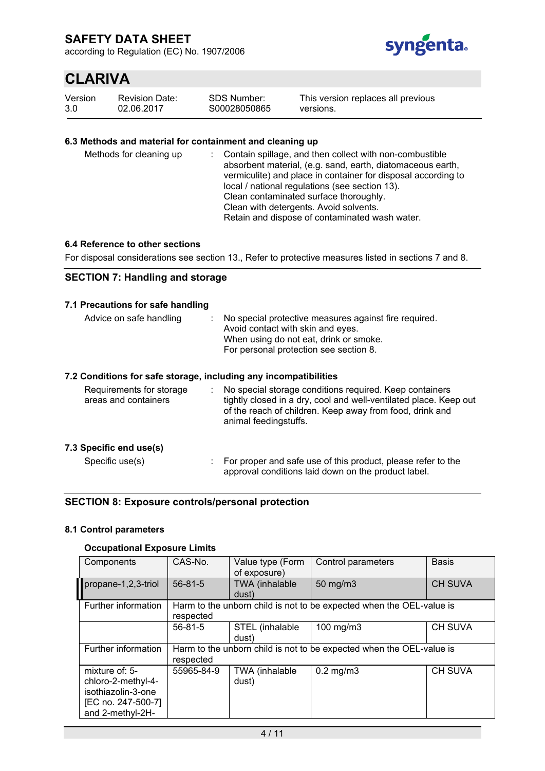### 6.3 Methods and material for containment and cleaning up

Methods for cleaning up : Contain spillage, and then collect with non-combustible absorbent material, (e.g. sand, earth, diatomaceous earth, vermiculite) and place in container for disposal according to local / national regulations (see section 13).
Clean contaminated surface thoroughly.
Clean with detergents. Avoid solvents.
Retain and dispose of contaminated wash water.

### 6.4 Reference to other sections

For disposal considerations see section 13., Refer to protective measures listed in sections 7 and 8.

## SECTION 7: Handling and storage

### 7.1 Precautions for safe handling

Advice on safe handling : No special protective measures against fire required.
Avoid contact with skin and eyes.
When using do not eat, drink or smoke.
For personal protection see section 8.

### 7.2 Conditions for safe storage, including any incompatibilities

Requirements for storage areas and containers : No special storage conditions required. Keep containers tightly closed in a dry, cool and well-ventilated place. Keep out of the reach of children. Keep away from food, drink and animal feedingstuffs.

### 7.3 Specific end use(s)

Specific use(s) : For proper and safe use of this product, please refer to the approval conditions laid down on the product label.

## SECTION 8: Exposure controls/personal protection

### 8.1 Control parameters

**Occupational Exposure Limits**

| Components | CAS-No. | Value type (Form of exposure) | Control parameters | Basis |
|---|---|---|---|---|
| propane-1,2,3-triol | 56-81-5 | TWA (inhalable dust) | 50 mg/m3 | CH SUVA |
| Further information | Harm to the unborn child is not to be expected when the OEL-value is respected | | | |
| | 56-81-5 | STEL (inhalable dust) | 100 mg/m3 | CH SUVA |
| Further information | Harm to the unborn child is not to be expected when the OEL-value is respected | | | |
| mixture of: 5-chloro-2-methyl-4-isothiazolin-3-one [EC no. 247-500-7] and 2-methyl-2H- | 55965-84-9 | TWA (inhalable dust) | 0.2 mg/m3 | CH SUVA |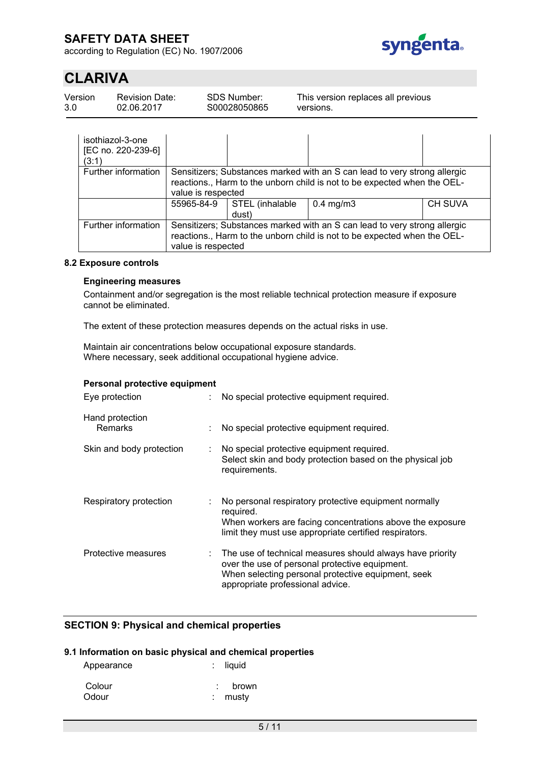| | | | | |
|---|---|---|---|---|
| isothiazol-3-one [EC no. 220-239-6] (3:1) | | | | |
| Further information | Sensitizers; Substances marked with an S can lead to very strong allergic reactions., Harm to the unborn child is not to be expected when the OEL-value is respected | | | |
| | 55965-84-9 | STEL (inhalable dust) | 0.4 mg/m3 | CH SUVA |
| Further information | Sensitizers; Substances marked with an S can lead to very strong allergic reactions., Harm to the unborn child is not to be expected when the OEL-value is respected | | | |

**8.2 Exposure controls**

**Engineering measures**

Containment and/or segregation is the most reliable technical protection measure if exposure cannot be eliminated.

The extent of these protection measures depends on the actual risks in use.

Maintain air concentrations below occupational exposure standards.
Where necessary, seek additional occupational hygiene advice.

**Personal protective equipment**

Eye protection : No special protective equipment required.

Hand protection
Remarks : No special protective equipment required.

Skin and body protection : No special protective equipment required.
Select skin and body protection based on the physical job requirements.

Respiratory protection : No personal respiratory protective equipment normally required.
When workers are facing concentrations above the exposure limit they must use appropriate certified respirators.

Protective measures : The use of technical measures should always have priority over the use of personal protective equipment.
When selecting personal protective equipment, seek appropriate professional advice.

## SECTION 9: Physical and chemical properties

**9.1 Information on basic physical and chemical properties**

Appearance : liquid

Colour : brown

Odour : musty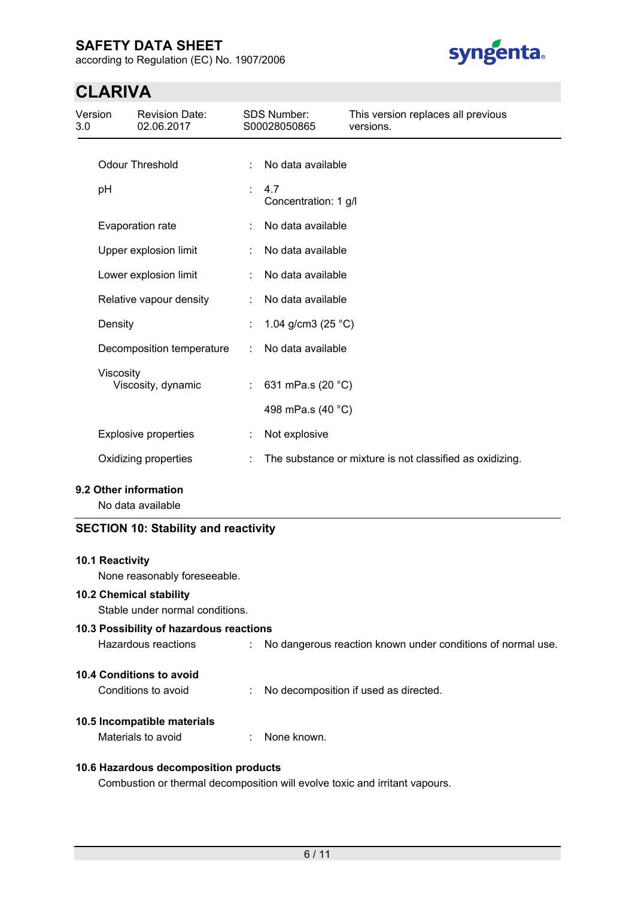| | | |
|---|---|---|
| Odour Threshold | : | No data available |
| pH | : | 4.7<br>Concentration: 1 g/l |
| Evaporation rate | : | No data available |
| Upper explosion limit | : | No data available |
| Lower explosion limit | : | No data available |
| Relative vapour density | : | No data available |
| Density | : | 1.04 g/cm3 (25 °C) |
| Decomposition temperature | : | No data available |
| Viscosity<br>Viscosity, dynamic | : | 631 mPa.s (20 °C)<br><br>498 mPa.s (40 °C) |
| Explosive properties | : | Not explosive |
| Oxidizing properties | : | The substance or mixture is not classified as oxidizing. |

### 9.2 Other information

No data available

## SECTION 10: Stability and reactivity

### 10.1 Reactivity

None reasonably foreseeable.

### 10.2 Chemical stability

Stable under normal conditions.

### 10.3 Possibility of hazardous reactions

Hazardous reactions : No dangerous reaction known under conditions of normal use.

### 10.4 Conditions to avoid

Conditions to avoid : No decomposition if used as directed.

### 10.5 Incompatible materials

Materials to avoid : None known.

### 10.6 Hazardous decomposition products

Combustion or thermal decomposition will evolve toxic and irritant vapours.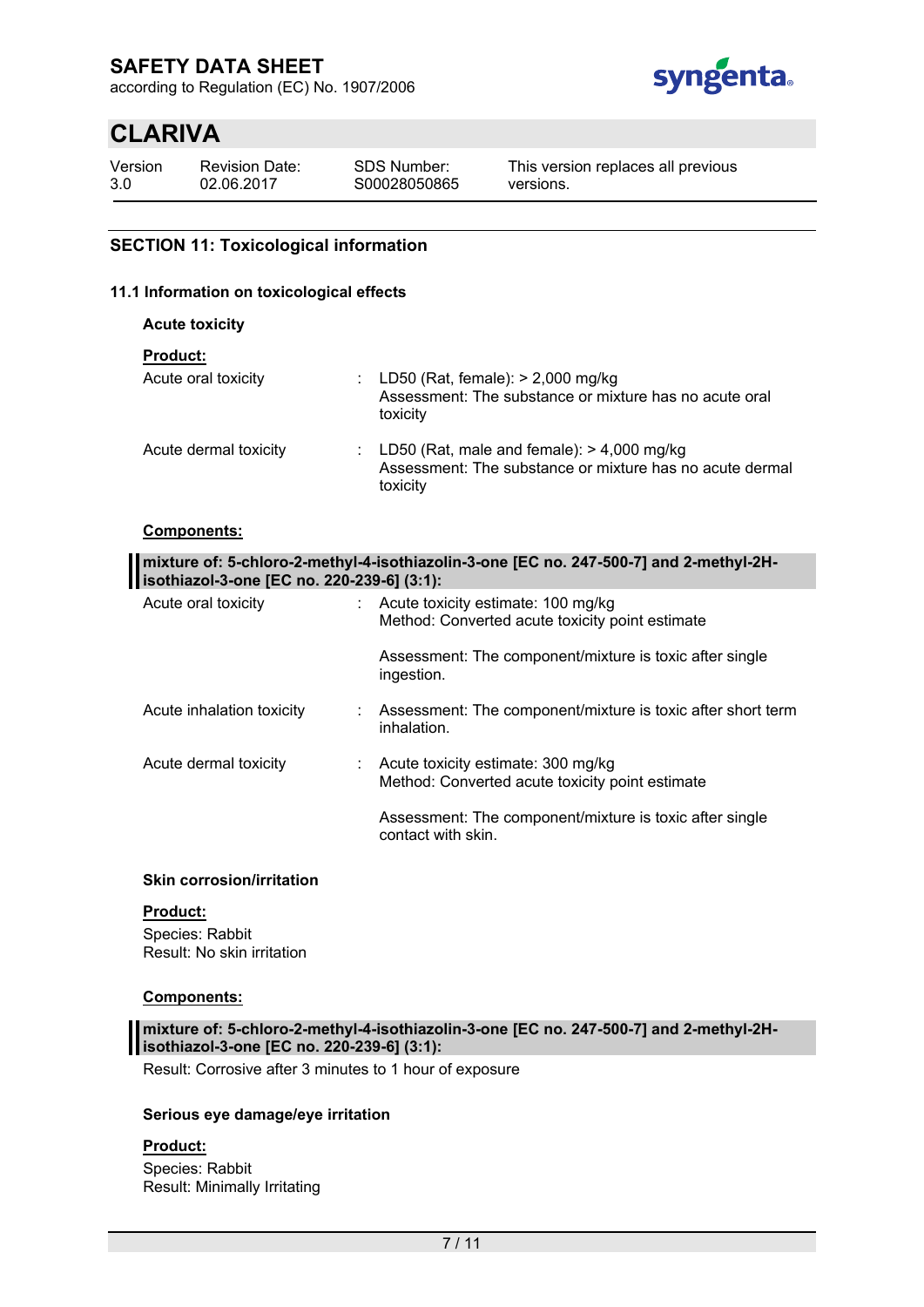## SECTION 11: Toxicological information

### 11.1 Information on toxicological effects

#### Acute toxicity

**Product:**

| | | |
|---|---|---|
| Acute oral toxicity | : | LD50 (Rat, female): > 2,000 mg/kg<br>Assessment: The substance or mixture has no acute oral toxicity |
| Acute dermal toxicity | : | LD50 (Rat, male and female): > 4,000 mg/kg<br>Assessment: The substance or mixture has no acute dermal toxicity |

**Components:**

**mixture of: 5-chloro-2-methyl-4-isothiazolin-3-one [EC no. 247-500-7] and 2-methyl-2H-isothiazol-3-one [EC no. 220-239-6] (3:1):**

| | | |
|---|---|---|
| Acute oral toxicity | : | Acute toxicity estimate: 100 mg/kg<br>Method: Converted acute toxicity point estimate<br><br>Assessment: The component/mixture is toxic after single ingestion. |
| Acute inhalation toxicity | : | Assessment: The component/mixture is toxic after short term inhalation. |
| Acute dermal toxicity | : | Acute toxicity estimate: 300 mg/kg<br>Method: Converted acute toxicity point estimate<br><br>Assessment: The component/mixture is toxic after single contact with skin. |

#### Skin corrosion/irritation

**Product:**

Species: Rabbit
Result: No skin irritation

**Components:**

**mixture of: 5-chloro-2-methyl-4-isothiazolin-3-one [EC no. 247-500-7] and 2-methyl-2H-isothiazol-3-one [EC no. 220-239-6] (3:1):**

Result: Corrosive after 3 minutes to 1 hour of exposure

#### Serious eye damage/eye irritation

**Product:**

Species: Rabbit
Result: Minimally Irritating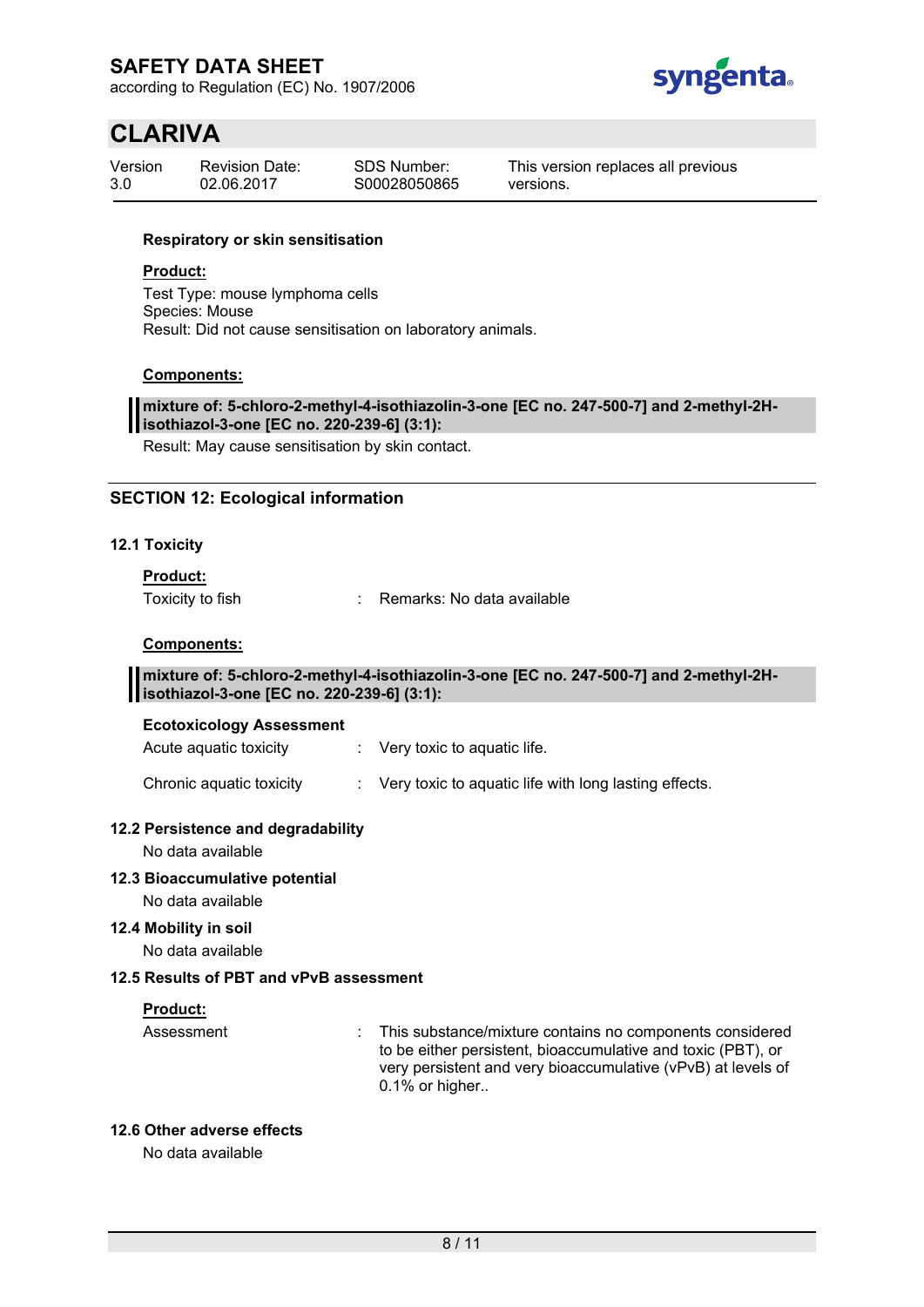**Respiratory or skin sensitisation**

**Product:**

Test Type: mouse lymphoma cells
Species: Mouse
Result: Did not cause sensitisation on laboratory animals.

**Components:**

**mixture of: 5-chloro-2-methyl-4-isothiazolin-3-one [EC no. 247-500-7] and 2-methyl-2H-isothiazol-3-one [EC no. 220-239-6] (3:1):**

Result: May cause sensitisation by skin contact.

## SECTION 12: Ecological information

### 12.1 Toxicity

**Product:**

Toxicity to fish : Remarks: No data available

**Components:**

**mixture of: 5-chloro-2-methyl-4-isothiazolin-3-one [EC no. 247-500-7] and 2-methyl-2H-isothiazol-3-one [EC no. 220-239-6] (3:1):**

**Ecotoxicology Assessment**

Acute aquatic toxicity : Very toxic to aquatic life.

Chronic aquatic toxicity : Very toxic to aquatic life with long lasting effects.

### 12.2 Persistence and degradability

No data available

### 12.3 Bioaccumulative potential

No data available

### 12.4 Mobility in soil

No data available

### 12.5 Results of PBT and vPvB assessment

**Product:**

Assessment : This substance/mixture contains no components considered to be either persistent, bioaccumulative and toxic (PBT), or very persistent and very bioaccumulative (vPvB) at levels of 0.1% or higher..

### 12.6 Other adverse effects

No data available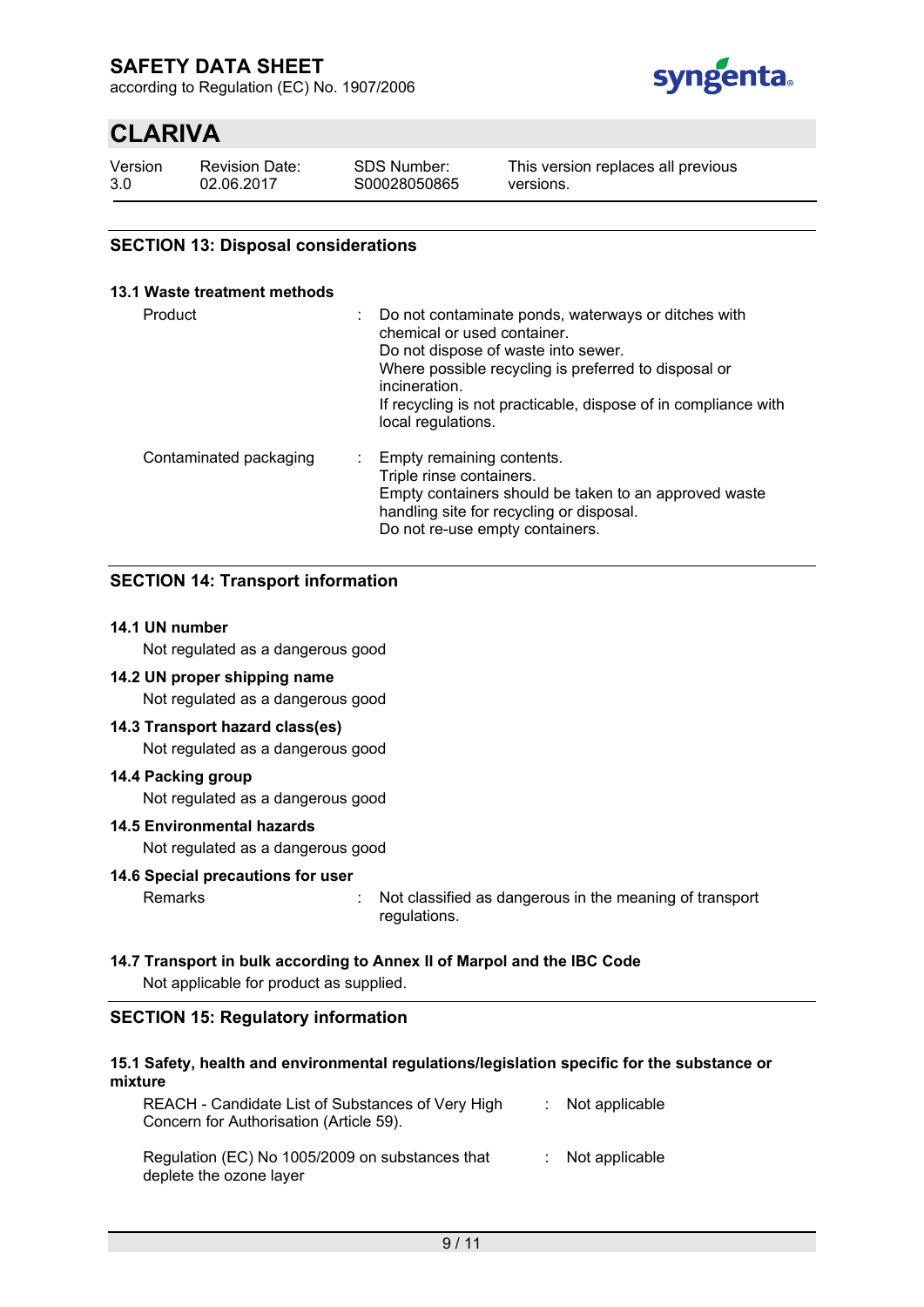## SECTION 13: Disposal considerations

### 13.1 Waste treatment methods

| | |
|---|---|
| Product | Do not contaminate ponds, waterways or ditches with chemical or used container.<br>Do not dispose of waste into sewer.<br>Where possible recycling is preferred to disposal or incineration.<br>If recycling is not practicable, dispose of in compliance with local regulations. |
| Contaminated packaging | Empty remaining contents.<br>Triple rinse containers.<br>Empty containers should be taken to an approved waste handling site for recycling or disposal.<br>Do not re-use empty containers. |

## SECTION 14: Transport information

### 14.1 UN number

Not regulated as a dangerous good

### 14.2 UN proper shipping name

Not regulated as a dangerous good

### 14.3 Transport hazard class(es)

Not regulated as a dangerous good

### 14.4 Packing group

Not regulated as a dangerous good

### 14.5 Environmental hazards

Not regulated as a dangerous good

### 14.6 Special precautions for user

| | |
|---|---|
| Remarks | Not classified as dangerous in the meaning of transport regulations. |

### 14.7 Transport in bulk according to Annex II of Marpol and the IBC Code

Not applicable for product as supplied.

## SECTION 15: Regulatory information

### 15.1 Safety, health and environmental regulations/legislation specific for the substance or mixture

| | |
|---|---|
| REACH - Candidate List of Substances of Very High Concern for Authorisation (Article 59). | Not applicable |
| Regulation (EC) No 1005/2009 on substances that deplete the ozone layer | Not applicable |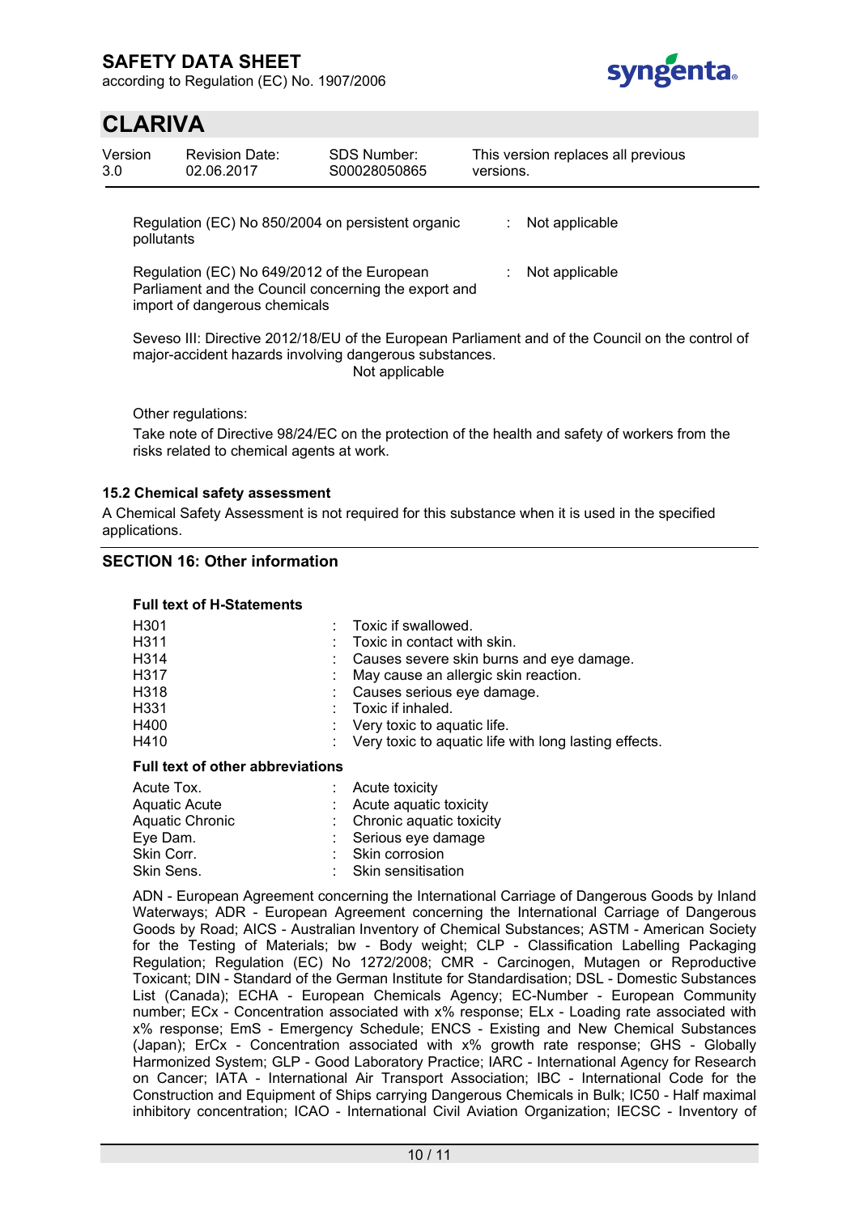| | | |
|---|---|---|
| Regulation (EC) No 850/2004 on persistent organic pollutants | : | Not applicable |
| Regulation (EC) No 649/2012 of the European Parliament and the Council concerning the export and import of dangerous chemicals | : | Not applicable |

Seveso III: Directive 2012/18/EU of the European Parliament and of the Council on the control of major-accident hazards involving dangerous substances.
Not applicable

Other regulations:

Take note of Directive 98/24/EC on the protection of the health and safety of workers from the risks related to chemical agents at work.

### 15.2 Chemical safety assessment

A Chemical Safety Assessment is not required for this substance when it is used in the specified applications.

## SECTION 16: Other information

**Full text of H-Statements**

| | | |
|---|---|---|
| H301 | : | Toxic if swallowed. |
| H311 | : | Toxic in contact with skin. |
| H314 | : | Causes severe skin burns and eye damage. |
| H317 | : | May cause an allergic skin reaction. |
| H318 | : | Causes serious eye damage. |
| H331 | : | Toxic if inhaled. |
| H400 | : | Very toxic to aquatic life. |
| H410 | : | Very toxic to aquatic life with long lasting effects. |

**Full text of other abbreviations**

| | | |
|---|---|---|
| Acute Tox. | : | Acute toxicity |
| Aquatic Acute | : | Acute aquatic toxicity |
| Aquatic Chronic | : | Chronic aquatic toxicity |
| Eye Dam. | : | Serious eye damage |
| Skin Corr. | : | Skin corrosion |
| Skin Sens. | : | Skin sensitisation |

ADN - European Agreement concerning the International Carriage of Dangerous Goods by Inland Waterways; ADR - European Agreement concerning the International Carriage of Dangerous Goods by Road; AICS - Australian Inventory of Chemical Substances; ASTM - American Society for the Testing of Materials; bw - Body weight; CLP - Classification Labelling Packaging Regulation; Regulation (EC) No 1272/2008; CMR - Carcinogen, Mutagen or Reproductive Toxicant; DIN - Standard of the German Institute for Standardisation; DSL - Domestic Substances List (Canada); ECHA - European Chemicals Agency; EC-Number - European Community number; ECx - Concentration associated with x% response; ELx - Loading rate associated with x% response; EmS - Emergency Schedule; ENCS - Existing and New Chemical Substances (Japan); ErCx - Concentration associated with x% growth rate response; GHS - Globally Harmonized System; GLP - Good Laboratory Practice; IARC - International Agency for Research on Cancer; IATA - International Air Transport Association; IBC - International Code for the Construction and Equipment of Ships carrying Dangerous Chemicals in Bulk; IC50 - Half maximal inhibitory concentration; ICAO - International Civil Aviation Organization; IECSC - Inventory of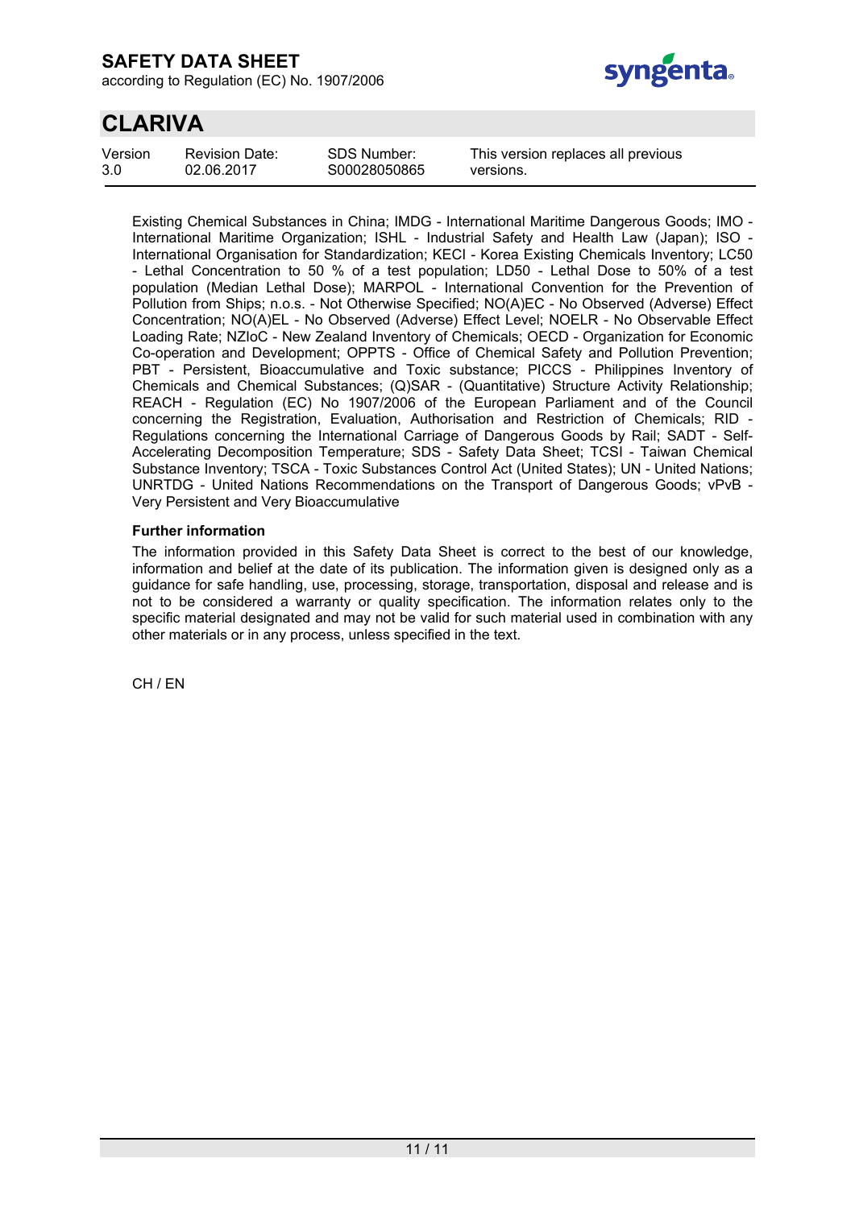Existing Chemical Substances in China; IMDG - International Maritime Dangerous Goods; IMO - International Maritime Organization; ISHL - Industrial Safety and Health Law (Japan); ISO - International Organisation for Standardization; KECI - Korea Existing Chemicals Inventory; LC50 - Lethal Concentration to 50 % of a test population; LD50 - Lethal Dose to 50% of a test population (Median Lethal Dose); MARPOL - International Convention for the Prevention of Pollution from Ships; n.o.s. - Not Otherwise Specified; NO(A)EC - No Observed (Adverse) Effect Concentration; NO(A)EL - No Observed (Adverse) Effect Level; NOELR - No Observable Effect Loading Rate; NZIoC - New Zealand Inventory of Chemicals; OECD - Organization for Economic Co-operation and Development; OPPTS - Office of Chemical Safety and Pollution Prevention; PBT - Persistent, Bioaccumulative and Toxic substance; PICCS - Philippines Inventory of Chemicals and Chemical Substances; (Q)SAR - (Quantitative) Structure Activity Relationship; REACH - Regulation (EC) No 1907/2006 of the European Parliament and of the Council concerning the Registration, Evaluation, Authorisation and Restriction of Chemicals; RID - Regulations concerning the International Carriage of Dangerous Goods by Rail; SADT - Self-Accelerating Decomposition Temperature; SDS - Safety Data Sheet; TCSI - Taiwan Chemical Substance Inventory; TSCA - Toxic Substances Control Act (United States); UN - United Nations; UNRTDG - United Nations Recommendations on the Transport of Dangerous Goods; vPvB - Very Persistent and Very Bioaccumulative

**Further information**

The information provided in this Safety Data Sheet is correct to the best of our knowledge, information and belief at the date of its publication. The information given is designed only as a guidance for safe handling, use, processing, storage, transportation, disposal and release and is not to be considered a warranty or quality specification. The information relates only to the specific material designated and may not be valid for such material used in combination with any other materials or in any process, unless specified in the text.

CH / EN